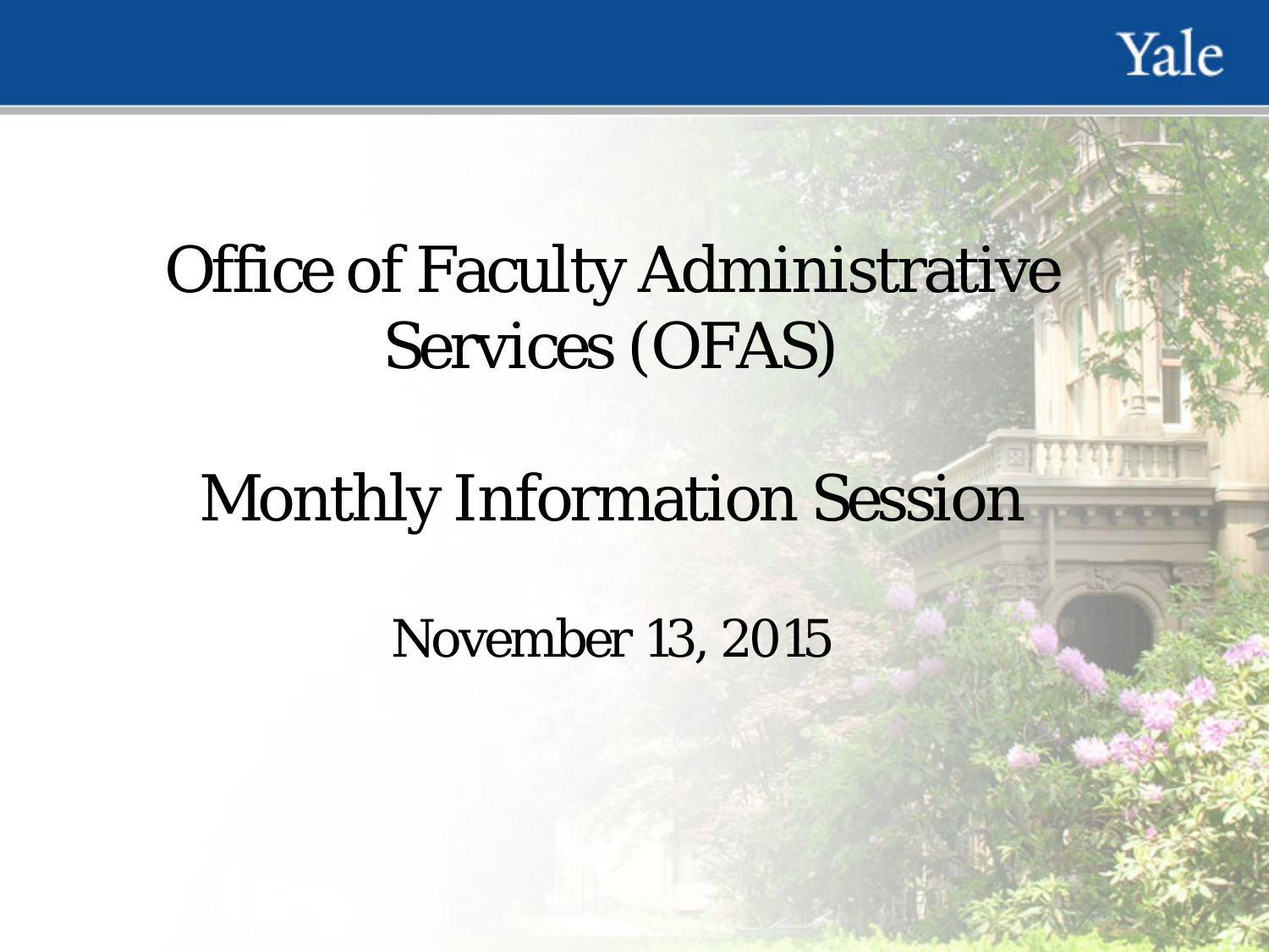# Office of Faculty Administrative Services (OFAS)

## Monthly Information Session

November 13, 2015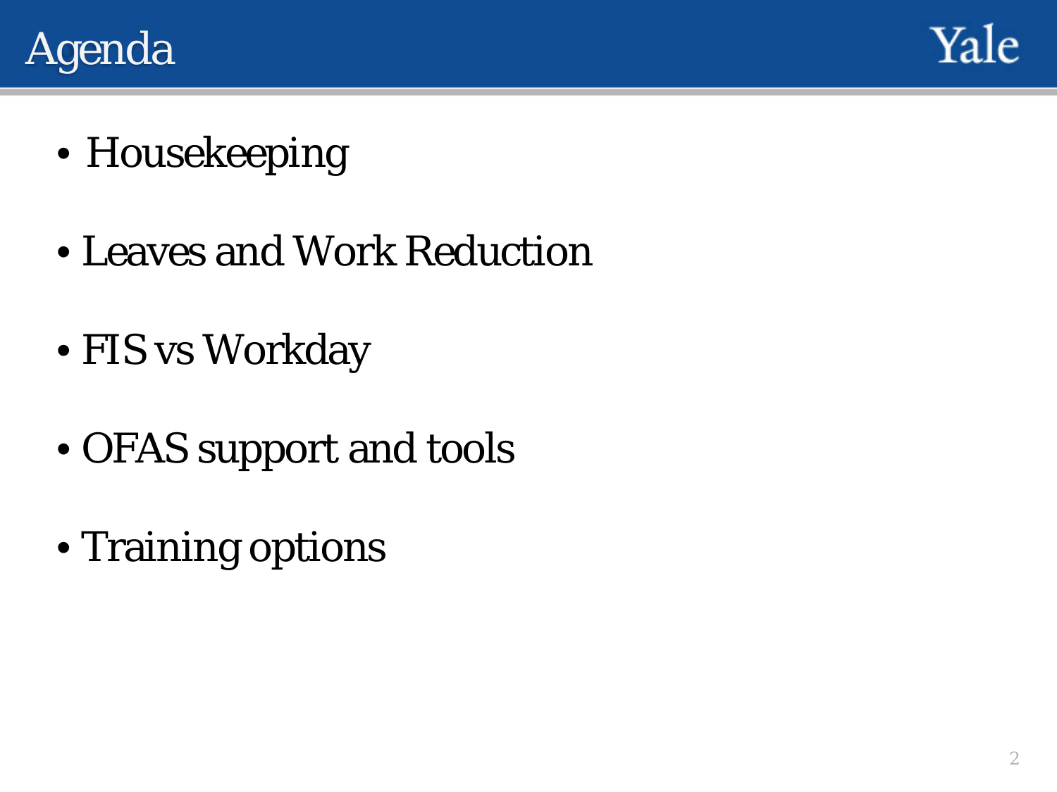# Agenda

- Housekeeping
- Leaves and Work Reduction
- FIS vs Workday
- OFAS support and tools
- Training options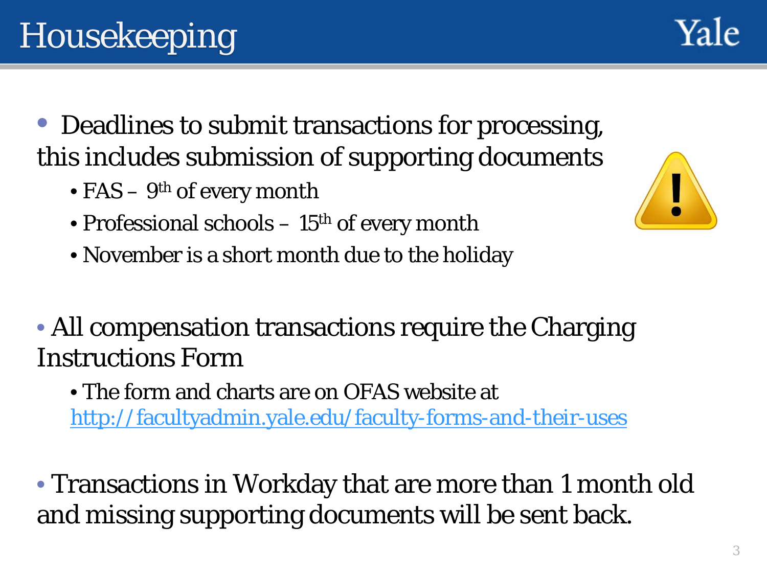# Housekeeping

- Deadlines to submit transactions for processing, this includes submission of supporting documents
  - FAS – 9th of every month
  - Professional schools – 15th of every month
  - November is a short month due to the holiday

- All compensation transactions require the Charging Instructions Form
  - The form and charts are on OFAS website at http://facultyadmin.yale.edu/faculty-forms-and-their-uses

- Transactions in Workday that are more than 1 month old and missing supporting documents will be sent back.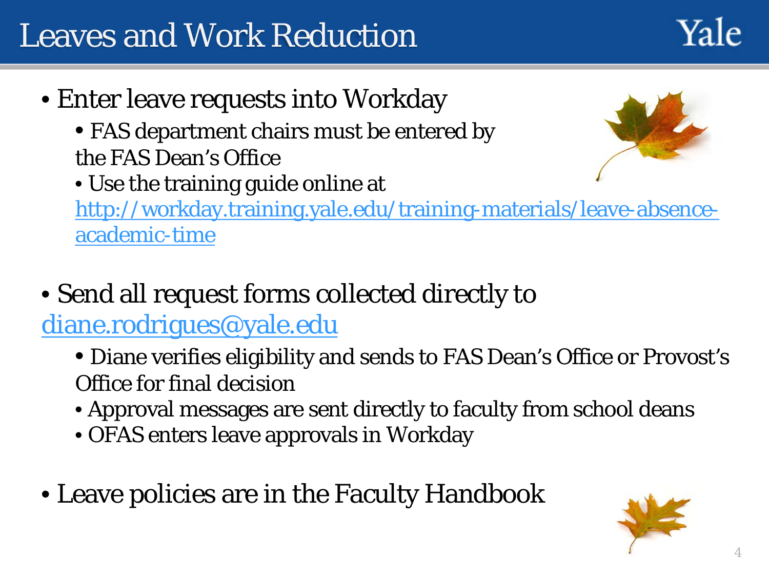# Leaves and Work Reduction

- Enter leave requests into Workday
  - FAS department chairs must be entered by the FAS Dean's Office
  - Use the training guide online at http://workday.training.yale.edu/training-materials/leave-absence-academic-time

- Send all request forms collected directly to diane.rodrigues@yale.edu
  - Diane verifies eligibility and sends to FAS Dean's Office or Provost's Office for final decision
  - Approval messages are sent directly to faculty from school deans
  - OFAS enters leave approvals in Workday

- Leave policies are in the Faculty Handbook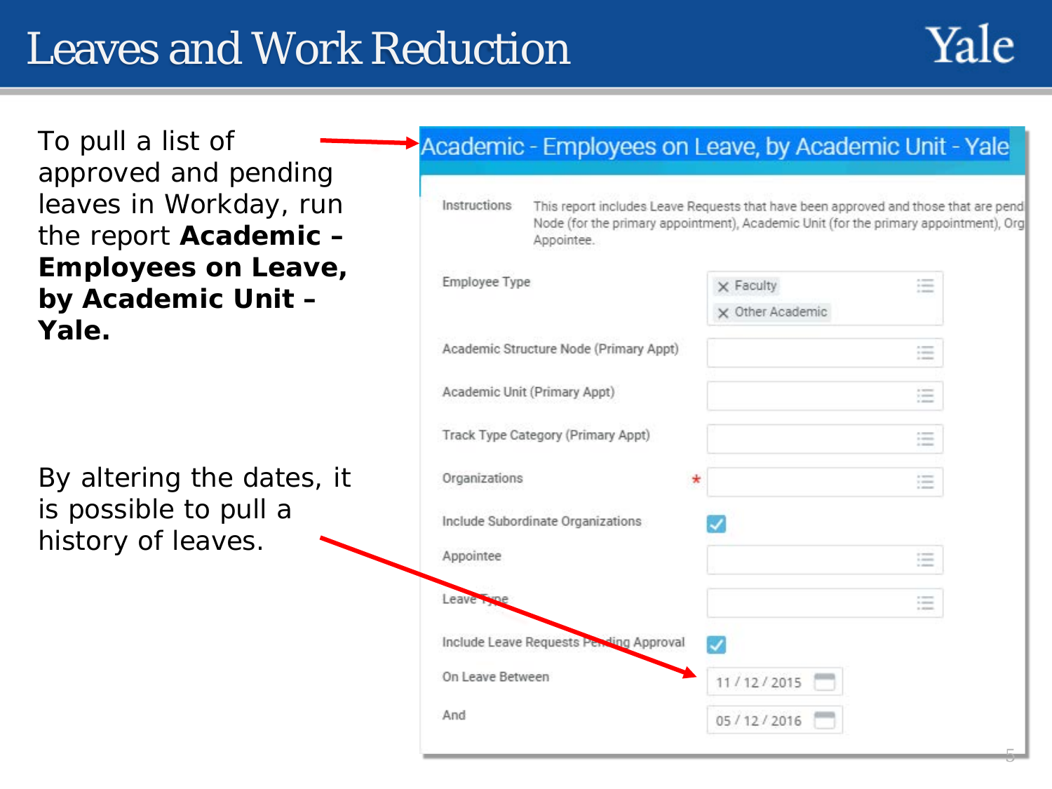# Leaves and Work Reduction

To pull a list of approved and pending leaves in Workday, run the report **Academic – Employees on Leave, by Academic Unit – Yale.**

By altering the dates, it is possible to pull a history of leaves.

## Academic - Employees on Leave, by Academic Unit - Yale

| | |
|---|---|
| Instructions | This report includes Leave Requests that have been approved and those that are pend Node (for the primary appointment), Academic Unit (for the primary appointment), Org Appointee. |
| Employee Type | × Faculty<br>× Other Academic |
| Academic Structure Node (Primary Appt) | |
| Academic Unit (Primary Appt) | |
| Track Type Category (Primary Appt) | |
| Organizations * | |
| Include Subordinate Organizations | ☑ |
| Appointee | |
| Leave Type | |
| Include Leave Requests Pending Approval | ☑ |
| On Leave Between | 11 / 12 / 2015 |
| And | 05 / 12 / 2016 |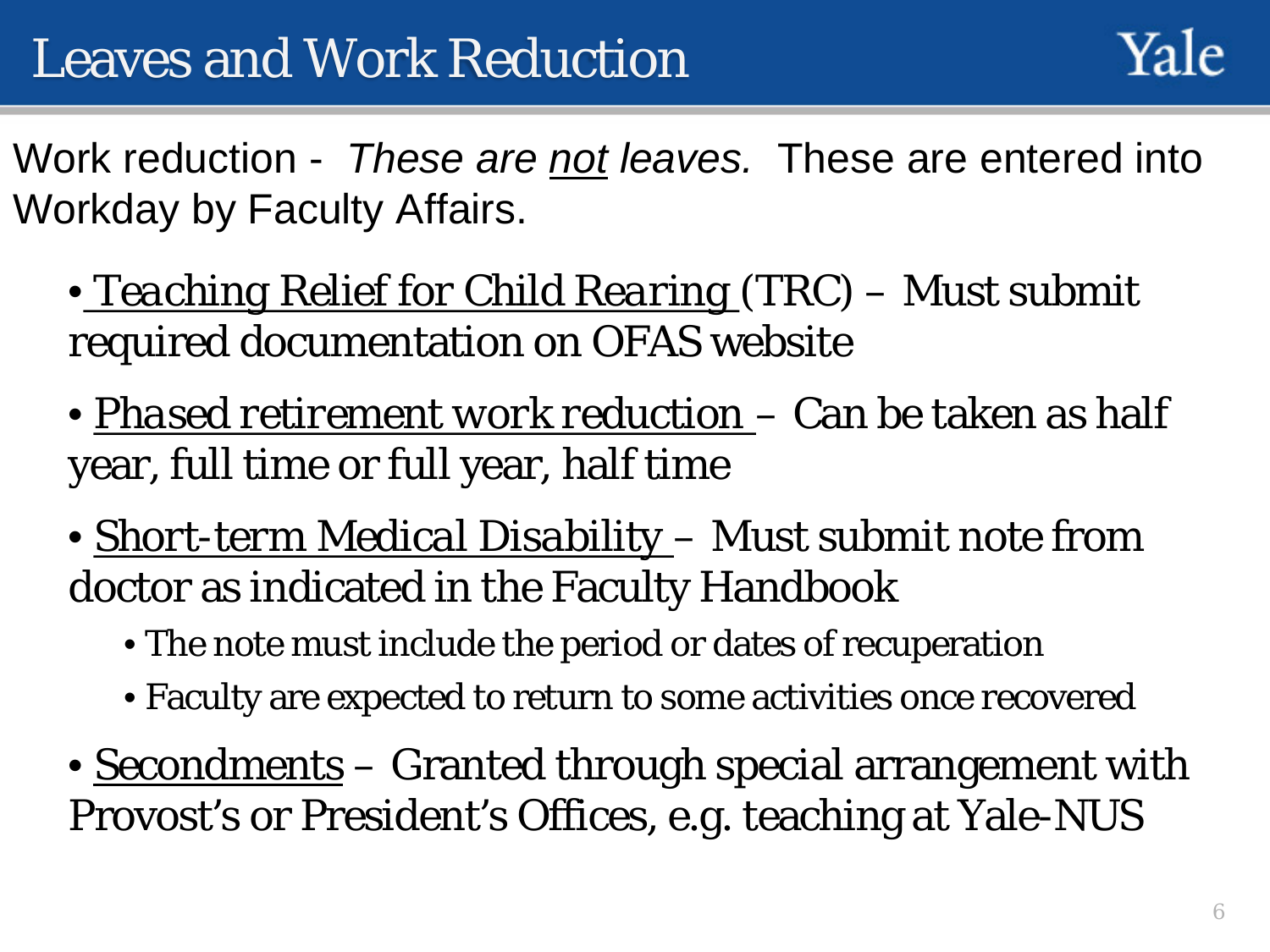# Leaves and Work Reduction

Work reduction - *These are not leaves.* These are entered into Workday by Faculty Affairs.

- Teaching Relief for Child Rearing (TRC) – Must submit required documentation on OFAS website
- Phased retirement work reduction – Can be taken as half year, full time or full year, half time
- Short-term Medical Disability – Must submit note from doctor as indicated in the Faculty Handbook
  - The note must include the period or dates of recuperation
  - Faculty are expected to return to some activities once recovered
- Secondments – Granted through special arrangement with Provost's or President's Offices, e.g. teaching at Yale-NUS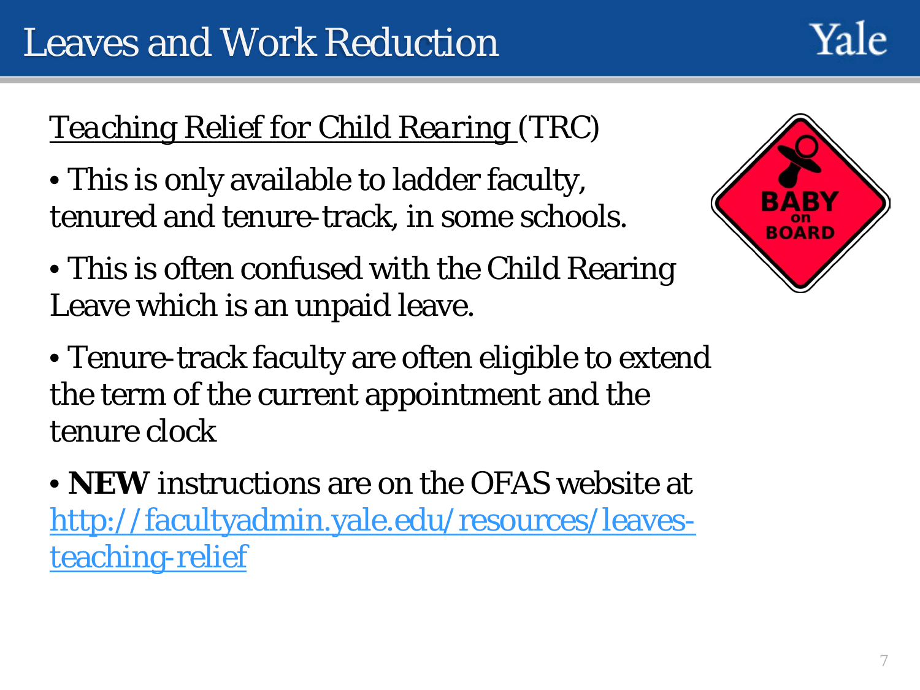# Leaves and Work Reduction

Teaching Relief for Child Rearing (TRC)

- This is only available to ladder faculty, tenured and tenure-track, in some schools.
- This is often confused with the Child Rearing Leave which is an unpaid leave.
- Tenure-track faculty are often eligible to extend the term of the current appointment and the tenure clock
- **NEW** instructions are on the OFAS website at http://facultyadmin.yale.edu/resources/leaves-teaching-relief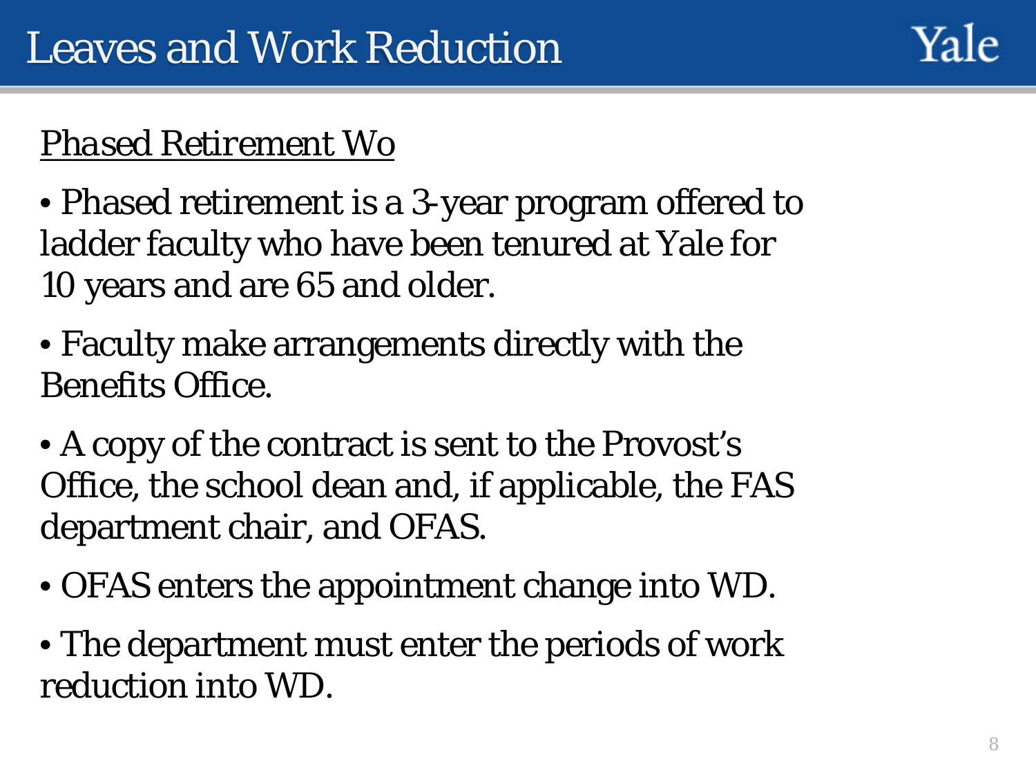# Leaves and Work Reduction

Phased Retirement Wo

- Phased retirement is a 3-year program offered to ladder faculty who have been tenured at Yale for 10 years and are 65 and older.
- Faculty make arrangements directly with the Benefits Office.
- A copy of the contract is sent to the Provost's Office, the school dean and, if applicable, the FAS department chair, and OFAS.
- OFAS enters the appointment change into WD.
- The department must enter the periods of work reduction into WD.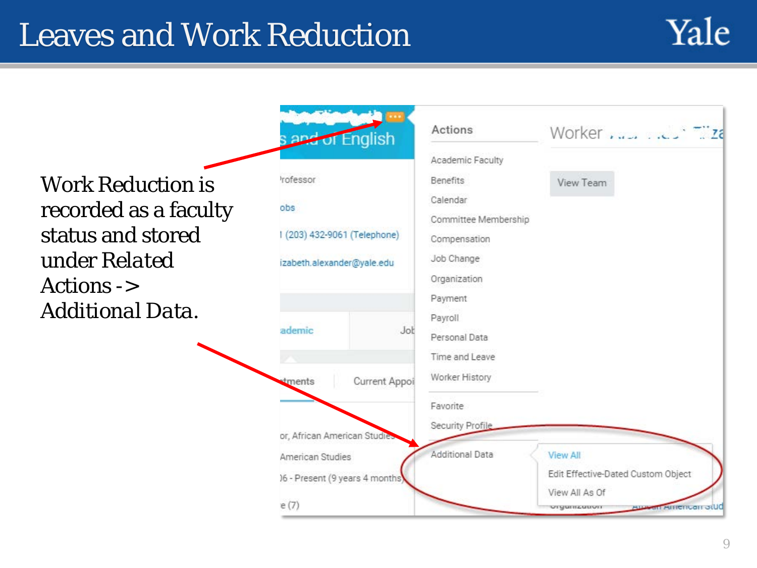# Leaves and Work Reduction

Work Reduction is recorded as a faculty status and stored under Related Actions -> Additional Data.

s and of English

Professor

Jobs

(203) 432-9061 (Telephone)

izabeth.alexander@yale.edu

Academic | Job

Appointments | Current Appoi

or, African American Studies

American Studies

06 - Present (9 years 4 months)

e (7)

Actions

- Academic Faculty
- Benefits
- Calendar
- Committee Membership
- Compensation
- Job Change
- Organization
- Payment
- Payroll
- Personal Data
- Time and Leave
- Worker History

- Favorite
- Security Profile

- Additional Data
  - View All
  - Edit Effective-Dated Custom Object
  - View All As Of

Worker

View Team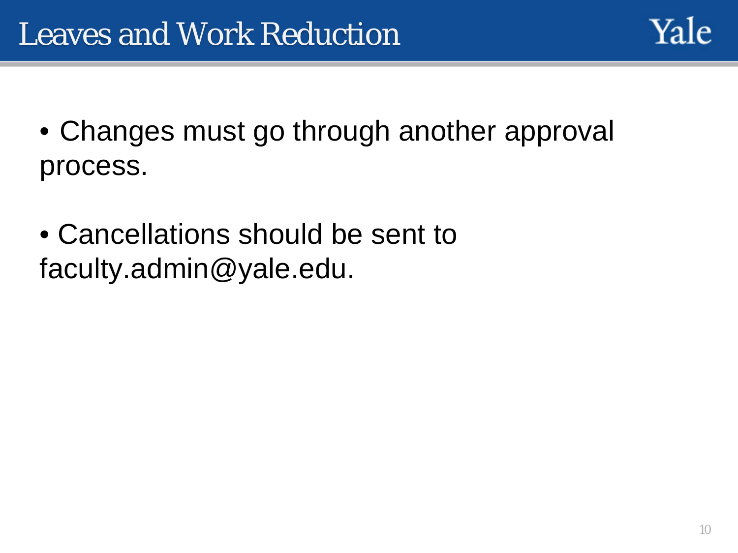# Leaves and Work Reduction

- Changes must go through another approval process.

- Cancellations should be sent to faculty.admin@yale.edu.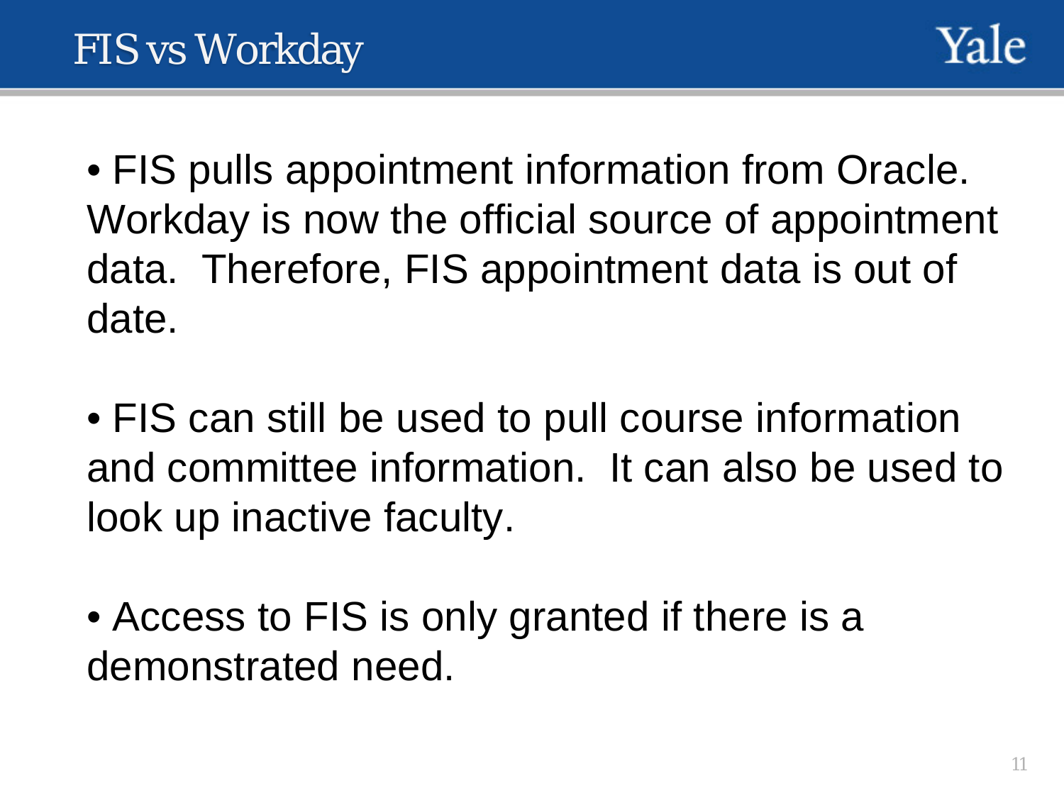# FIS vs Workday

- FIS pulls appointment information from Oracle. Workday is now the official source of appointment data. Therefore, FIS appointment data is out of date.

- FIS can still be used to pull course information and committee information. It can also be used to look up inactive faculty.

- Access to FIS is only granted if there is a demonstrated need.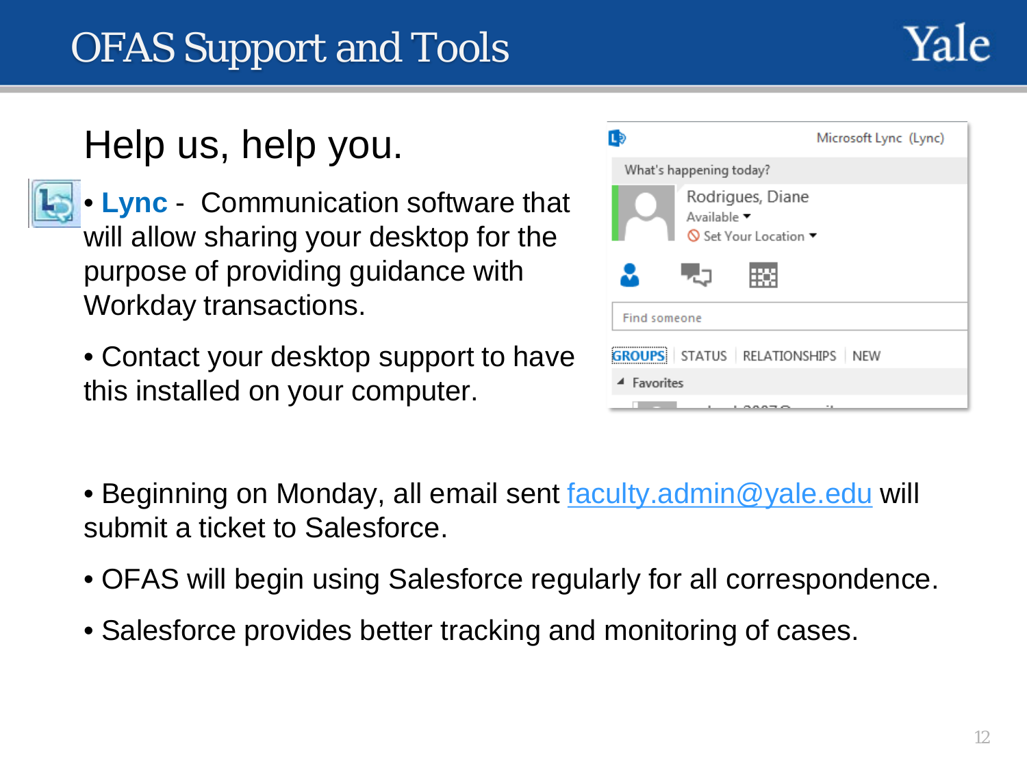# OFAS Support and Tools

## Help us, help you.

- **Lync** - Communication software that will allow sharing your desktop for the purpose of providing guidance with Workday transactions.
- Contact your desktop support to have this installed on your computer.

- Beginning on Monday, all email sent faculty.admin@yale.edu will submit a ticket to Salesforce.
- OFAS will begin using Salesforce regularly for all correspondence.
- Salesforce provides better tracking and monitoring of cases.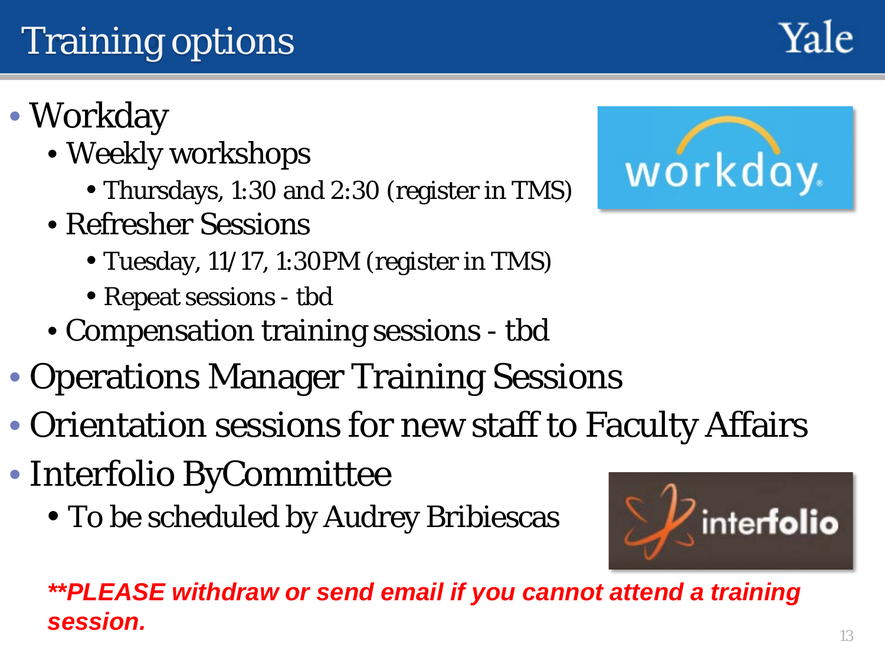# Training options

- Workday
  - Weekly workshops
    - Thursdays, 1:30 and 2:30 (register in TMS)
  - Refresher Sessions
    - Tuesday, 11/17, 1:30PM (register in TMS)
    - Repeat sessions - tbd
  - Compensation training sessions - tbd
- Operations Manager Training Sessions
- Orientation sessions for new staff to Faculty Affairs
- Interfolio ByCommittee
  - To be scheduled by Audrey Bribiescas

***\*\*PLEASE withdraw or send email if you cannot attend a training session.***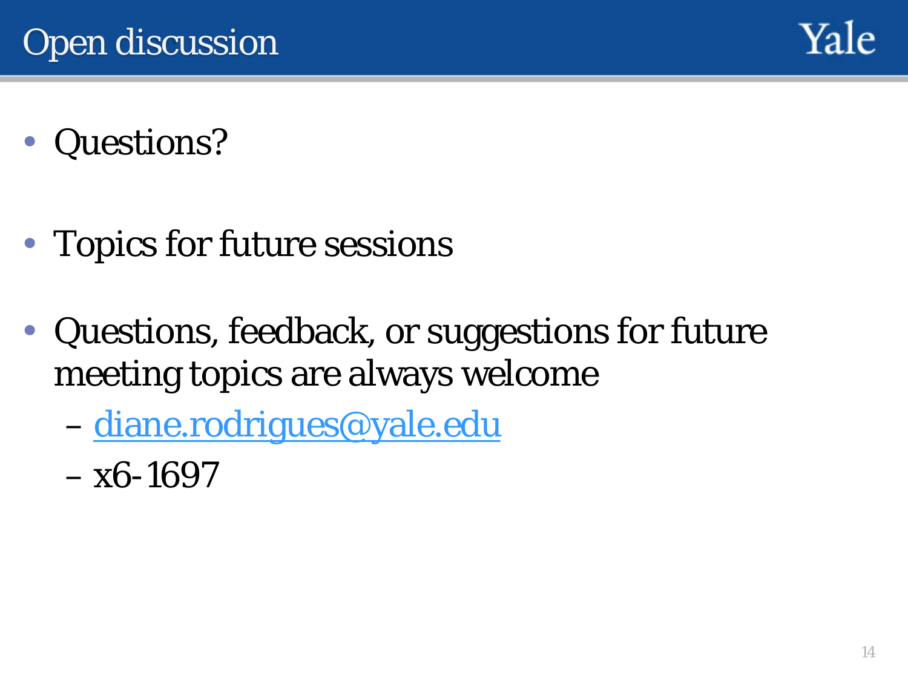# Open discussion

- Questions?
- Topics for future sessions
- Questions, feedback, or suggestions for future meeting topics are always welcome
  - diane.rodrigues@yale.edu
  - x6-1697